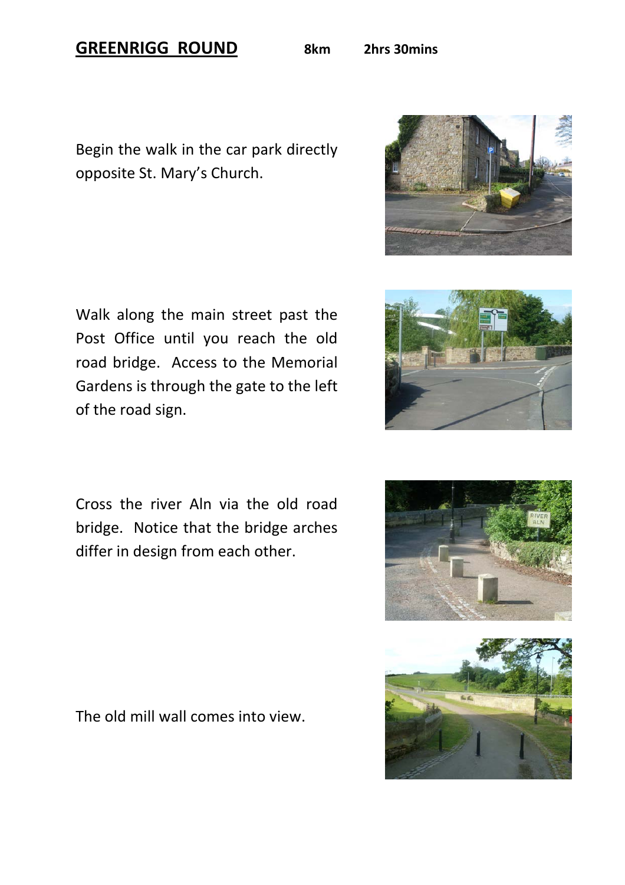# GREENRIGG ROUND

**8km** **2hrs 30mins**

Begin the walk in the car park directly opposite St. Mary's Church.

Walk along the main street past the Post Office until you reach the old road bridge. Access to the Memorial Gardens is through the gate to the left of the road sign.

Cross the river Aln via the old road bridge. Notice that the bridge arches differ in design from each other.

The old mill wall comes into view.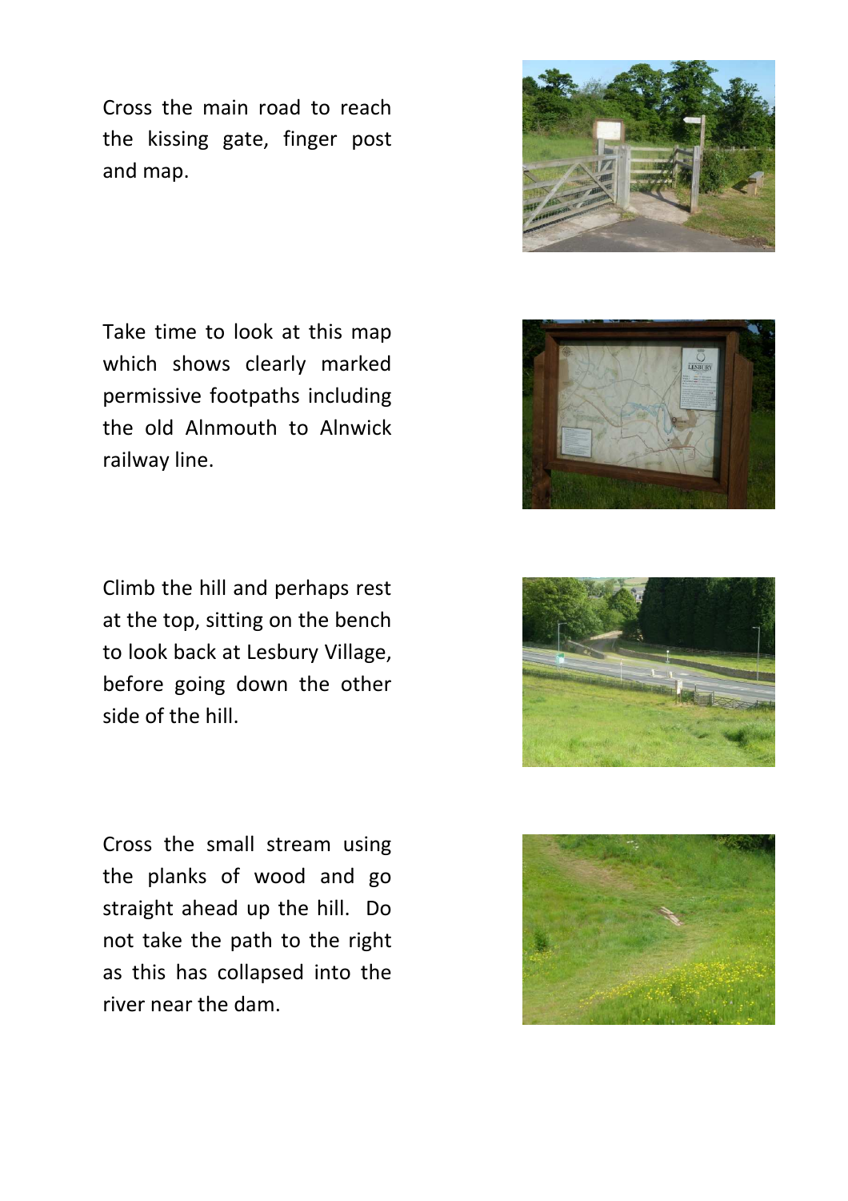Cross the main road to reach the kissing gate, finger post and map.

Take time to look at this map which shows clearly marked permissive footpaths including the old Alnmouth to Alnwick railway line.

Climb the hill and perhaps rest at the top, sitting on the bench to look back at Lesbury Village, before going down the other side of the hill.

Cross the small stream using the planks of wood and go straight ahead up the hill. Do not take the path to the right as this has collapsed into the river near the dam.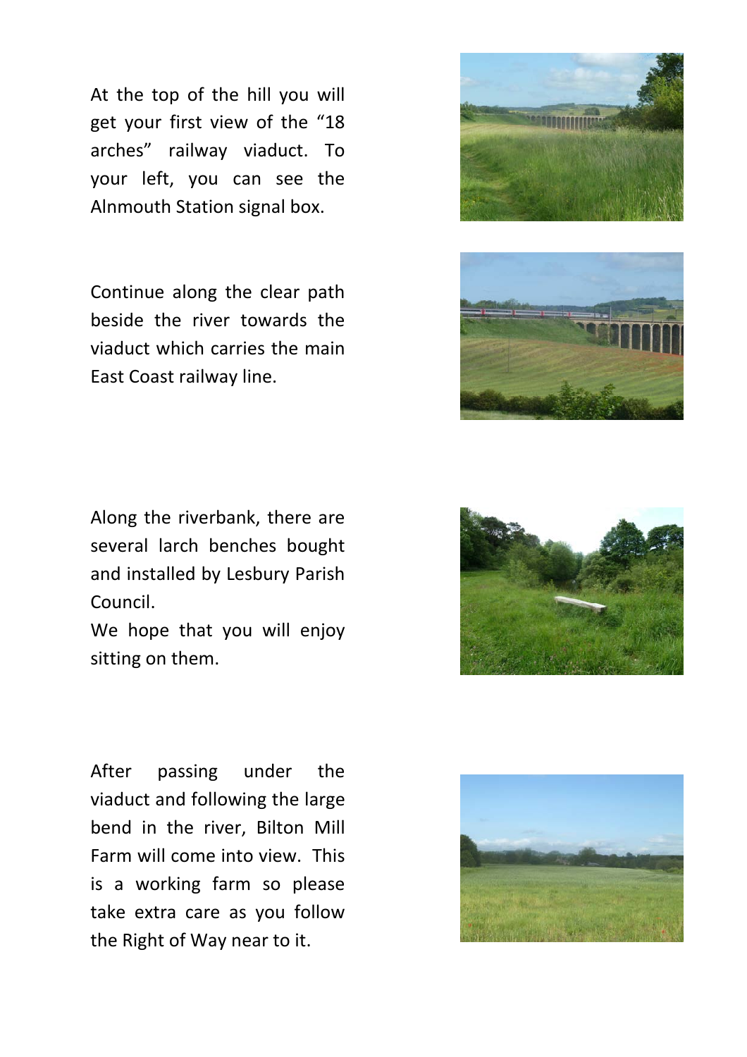At the top of the hill you will get your first view of the "18 arches" railway viaduct. To your left, you can see the Alnmouth Station signal box.

Continue along the clear path beside the river towards the viaduct which carries the main East Coast railway line.

Along the riverbank, there are several larch benches bought and installed by Lesbury Parish Council.
We hope that you will enjoy sitting on them.

After passing under the viaduct and following the large bend in the river, Bilton Mill Farm will come into view. This is a working farm so please take extra care as you follow the Right of Way near to it.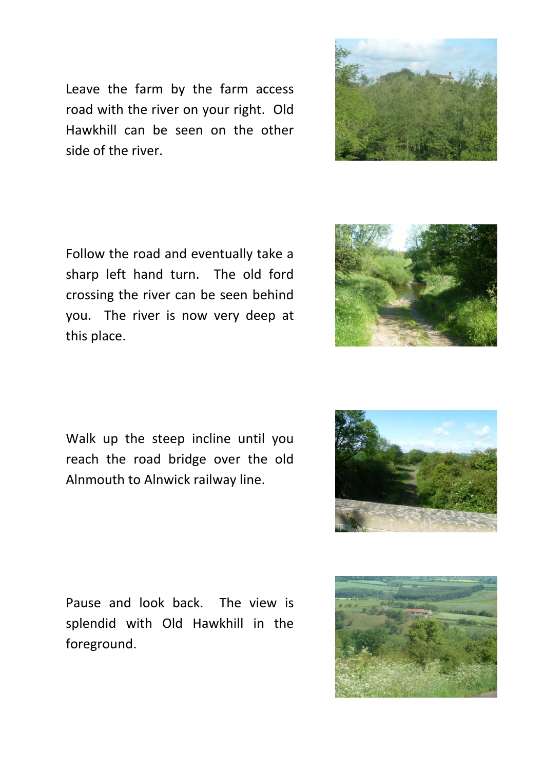Leave the farm by the farm access road with the river on your right. Old Hawkhill can be seen on the other side of the river.

Follow the road and eventually take a sharp left hand turn. The old ford crossing the river can be seen behind you. The river is now very deep at this place.

Walk up the steep incline until you reach the road bridge over the old Alnmouth to Alnwick railway line.

Pause and look back. The view is splendid with Old Hawkhill in the foreground.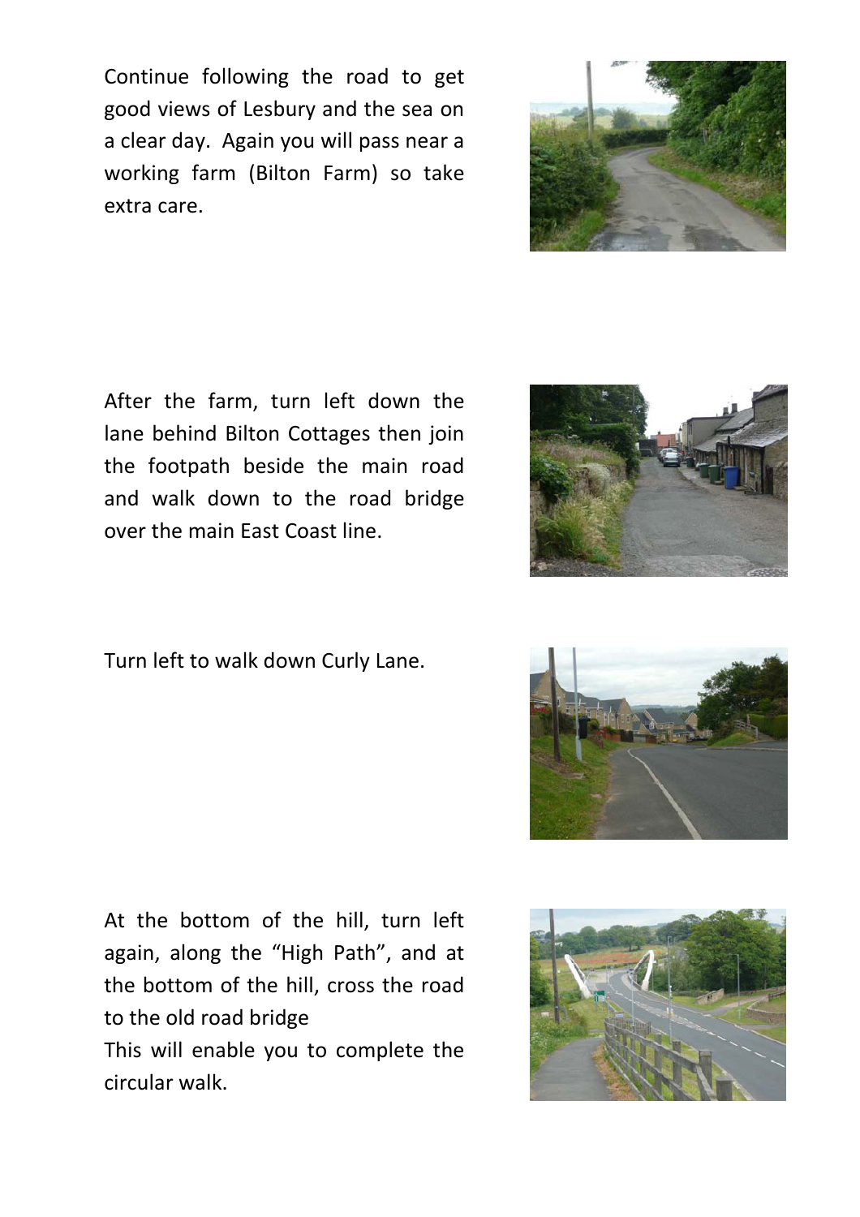Continue following the road to get good views of Lesbury and the sea on a clear day. Again you will pass near a working farm (Bilton Farm) so take extra care.

After the farm, turn left down the lane behind Bilton Cottages then join the footpath beside the main road and walk down to the road bridge over the main East Coast line.

Turn left to walk down Curly Lane.

At the bottom of the hill, turn left again, along the "High Path", and at the bottom of the hill, cross the road to the old road bridge

This will enable you to complete the circular walk.